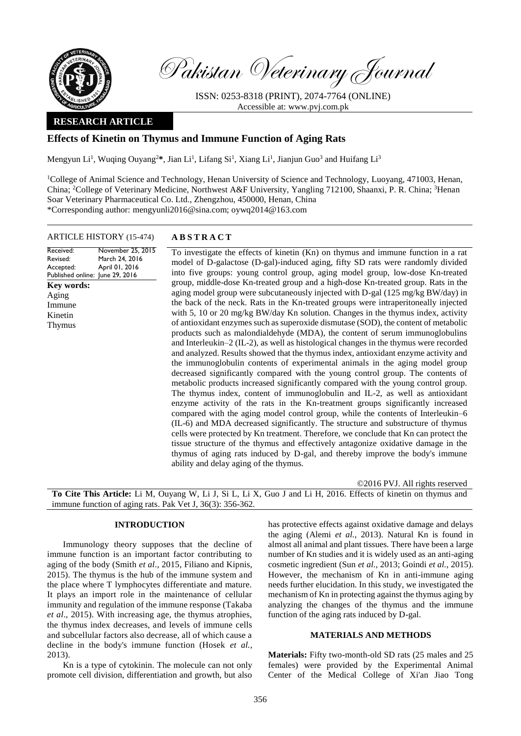Pakistan Veterinary Journal

ISSN: 0253-8318 (PRINT), 2074-7764 (ONLINE)
Accessible at: www.pvj.com.pk

**RESEARCH ARTICLE**

# Effects of Kinetin on Thymus and Immune Function of Aging Rats

Mengyun Li[1], Wuqing Ouyang[2]*, Jian Li[1], Lifang Si[1], Xiang Li[1], Jianjun Guo[3] and Huifang Li[3]

[1]College of Animal Science and Technology, Henan University of Science and Technology, Luoyang, 471003, Henan, China; [2]College of Veterinary Medicine, Northwest A&F University, Yangling 712100, Shaanxi, P. R. China; [3]Henan Soar Veterinary Pharmaceutical Co. Ltd., Zhengzhou, 450000, Henan, China
*Corresponding author: mengyunli2016@sina.com; oywq2014@163.com

## ARTICLE HISTORY (15-474)

Received: November 25, 2015
Revised: March 24, 2016
Accepted: April 01, 2016
Published online: June 29, 2016

**Key words:**
Aging
Immune
Kinetin
Thymus

## ABSTRACT

To investigate the effects of kinetin (Kn) on thymus and immune function in a rat model of D-galactose (D-gal)-induced aging, fifty SD rats were randomly divided into five groups: young control group, aging model group, low-dose Kn-treated group, middle-dose Kn-treated group and a high-dose Kn-treated group. Rats in the aging model group were subcutaneously injected with D-gal (125 mg/kg BW/day) in the back of the neck. Rats in the Kn-treated groups were intraperitoneally injected with 5, 10 or 20 mg/kg BW/day Kn solution. Changes in the thymus index, activity of antioxidant enzymes such as superoxide dismutase (SOD), the content of metabolic products such as malondialdehyde (MDA), the content of serum immunoglobulins and Interleukin–2 (IL-2), as well as histological changes in the thymus were recorded and analyzed. Results showed that the thymus index, antioxidant enzyme activity and the immunoglobulin contents of experimental animals in the aging model group decreased significantly compared with the young control group. The contents of metabolic products increased significantly compared with the young control group. The thymus index, content of immunoglobulin and IL-2, as well as antioxidant enzyme activity of the rats in the Kn-treatment groups significantly increased compared with the aging model control group, while the contents of Interleukin–6 (IL-6) and MDA decreased significantly. The structure and substructure of thymus cells were protected by Kn treatment. Therefore, we conclude that Kn can protect the tissue structure of the thymus and effectively antagonize oxidative damage in the thymus of aging rats induced by D-gal, and thereby improve the body's immune ability and delay aging of the thymus.

©2016 PVJ. All rights reserved

**To Cite This Article:** Li M, Ouyang W, Li J, Si L, Li X, Guo J and Li H, 2016. Effects of kinetin on thymus and immune function of aging rats. Pak Vet J, 36(3): 356-362.

## INTRODUCTION

Immunology theory supposes that the decline of immune function is an important factor contributing to aging of the body (Smith *et al*., 2015, Filiano and Kipnis, 2015). The thymus is the hub of the immune system and the place where T lymphocytes differentiate and mature. It plays an import role in the maintenance of cellular immunity and regulation of the immune response (Takaba *et al*., 2015). With increasing age, the thymus atrophies, the thymus index decreases, and levels of immune cells and subcellular factors also decrease, all of which cause a decline in the body's immune function (Hosek *et al.*, 2013).

Kn is a type of cytokinin. The molecule can not only promote cell division, differentiation and growth, but also has protective effects against oxidative damage and delays the aging (Alemi *et al.*, 2013). Natural Kn is found in almost all animal and plant tissues. There have been a large number of Kn studies and it is widely used as an anti-aging cosmetic ingredient (Sun *et al.*, 2013; Goindi *et al.*, 2015). However, the mechanism of Kn in anti-immune aging needs further elucidation. In this study, we investigated the mechanism of Kn in protecting against the thymus aging by analyzing the changes of the thymus and the immune function of the aging rats induced by D-gal.

## MATERIALS AND METHODS

**Materials:** Fifty two-month-old SD rats (25 males and 25 females) were provided by the Experimental Animal Center of the Medical College of Xi'an Jiao Tong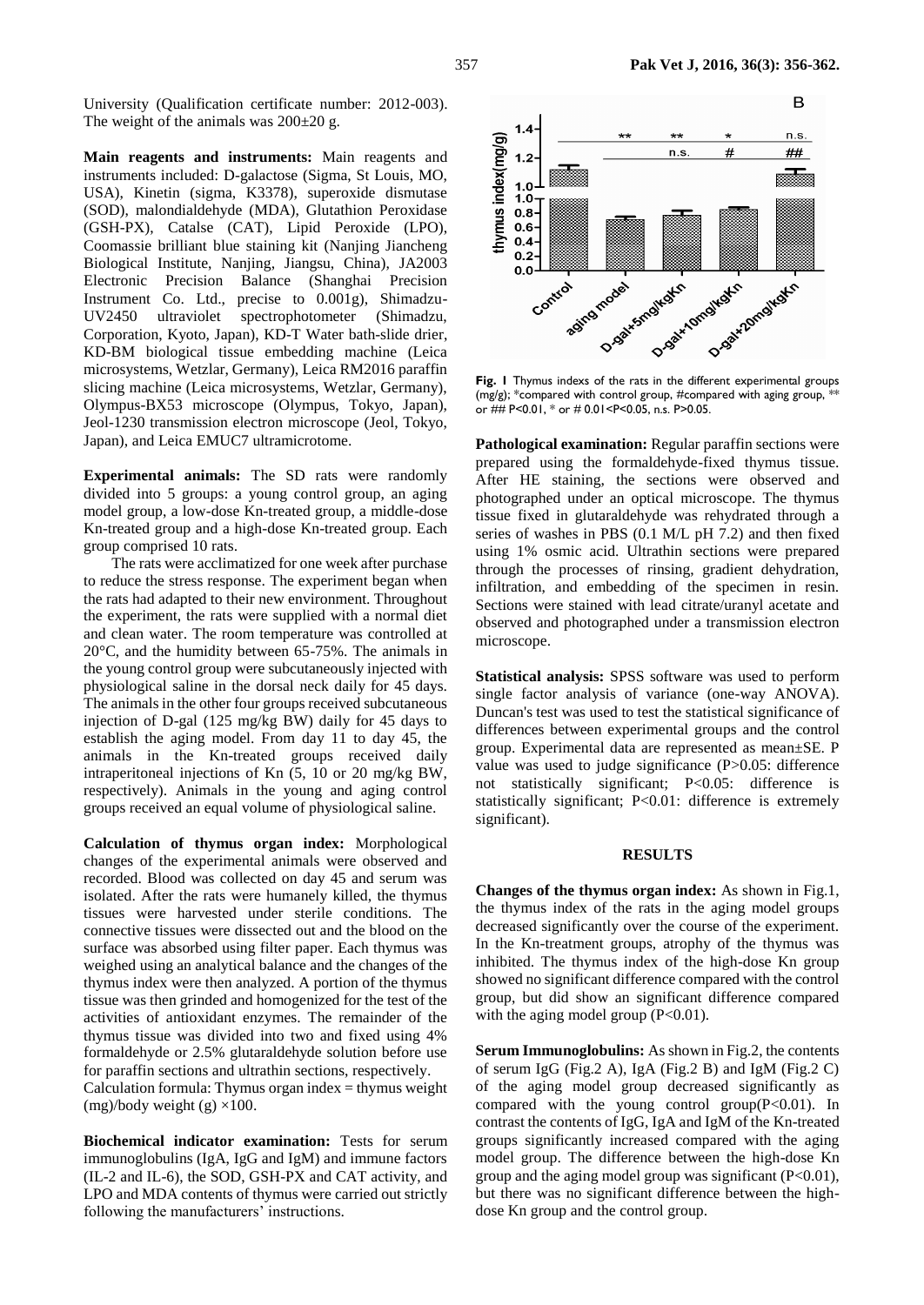University (Qualification certificate number: 2012-003). The weight of the animals was 200±20 g.

**Main reagents and instruments:** Main reagents and instruments included: D-galactose (Sigma, St Louis, MO, USA), Kinetin (sigma, K3378), superoxide dismutase (SOD), malondialdehyde (MDA), Glutathion Peroxidase (GSH-PX), Catalse (CAT), Lipid Peroxide (LPO), Coomassie brilliant blue staining kit (Nanjing Jiancheng Biological Institute, Nanjing, Jiangsu, China), JA2003 Electronic Precision Balance (Shanghai Precision Instrument Co. Ltd., precise to 0.001g), Shimadzu-UV2450 ultraviolet spectrophotometer (Shimadzu, Corporation, Kyoto, Japan), KD-T Water bath-slide drier, KD-BM biological tissue embedding machine (Leica microsystems, Wetzlar, Germany), Leica RM2016 paraffin slicing machine (Leica microsystems, Wetzlar, Germany), Olympus-BX53 microscope (Olympus, Tokyo, Japan), Jeol-1230 transmission electron microscope (Jeol, Tokyo, Japan), and Leica EMUC7 ultramicrotome.

**Experimental animals:** The SD rats were randomly divided into 5 groups: a young control group, an aging model group, a low-dose Kn-treated group, a middle-dose Kn-treated group and a high-dose Kn-treated group. Each group comprised 10 rats.

The rats were acclimatized for one week after purchase to reduce the stress response. The experiment began when the rats had adapted to their new environment. Throughout the experiment, the rats were supplied with a normal diet and clean water. The room temperature was controlled at 20°C, and the humidity between 65-75%. The animals in the young control group were subcutaneously injected with physiological saline in the dorsal neck daily for 45 days. The animals in the other four groups received subcutaneous injection of D-gal (125 mg/kg BW) daily for 45 days to establish the aging model. From day 11 to day 45, the animals in the Kn-treated groups received daily intraperitoneal injections of Kn (5, 10 or 20 mg/kg BW, respectively). Animals in the young and aging control groups received an equal volume of physiological saline.

**Calculation of thymus organ index:** Morphological changes of the experimental animals were observed and recorded. Blood was collected on day 45 and serum was isolated. After the rats were humanely killed, the thymus tissues were harvested under sterile conditions. The connective tissues were dissected out and the blood on the surface was absorbed using filter paper. Each thymus was weighed using an analytical balance and the changes of the thymus index were then analyzed. A portion of the thymus tissue was then grinded and homogenized for the test of the activities of antioxidant enzymes. The remainder of the thymus tissue was divided into two and fixed using 4% formaldehyde or 2.5% glutaraldehyde solution before use for paraffin sections and ultrathin sections, respectively.

Calculation formula: Thymus organ index = thymus weight (mg)/body weight (g) ×100.

**Biochemical indicator examination:** Tests for serum immunoglobulins (IgA, IgG and IgM) and immune factors (IL-2 and IL-6), the SOD, GSH-PX and CAT activity, and LPO and MDA contents of thymus were carried out strictly following the manufacturers' instructions.

**Fig. 1** Thymus indexs of the rats in the different experimental groups (mg/g); *compared with control group, #compared with aging group, ** or ## P<0.01, * or # 0.01<P<0.05, n.s. P>0.05.

**Pathological examination:** Regular paraffin sections were prepared using the formaldehyde-fixed thymus tissue. After HE staining, the sections were observed and photographed under an optical microscope. The thymus tissue fixed in glutaraldehyde was rehydrated through a series of washes in PBS (0.1 M/L pH 7.2) and then fixed using 1% osmic acid. Ultrathin sections were prepared through the processes of rinsing, gradient dehydration, infiltration, and embedding of the specimen in resin. Sections were stained with lead citrate/uranyl acetate and observed and photographed under a transmission electron microscope.

**Statistical analysis:** SPSS software was used to perform single factor analysis of variance (one-way ANOVA). Duncan's test was used to test the statistical significance of differences between experimental groups and the control group. Experimental data are represented as mean±SE. P value was used to judge significance (P>0.05: difference not statistically significant; P<0.05: difference is statistically significant; P<0.01: difference is extremely significant).

## RESULTS

**Changes of the thymus organ index:** As shown in Fig.1, the thymus index of the rats in the aging model groups decreased significantly over the course of the experiment. In the Kn-treatment groups, atrophy of the thymus was inhibited. The thymus index of the high-dose Kn group showed no significant difference compared with the control group, but did show an significant difference compared with the aging model group (P<0.01).

**Serum Immunoglobulins:** As shown in Fig.2, the contents of serum IgG (Fig.2 A), IgA (Fig.2 B) and IgM (Fig.2 C) of the aging model group decreased significantly as compared with the young control group(P<0.01). In contrast the contents of IgG, IgA and IgM of the Kn-treated groups significantly increased compared with the aging model group. The difference between the high-dose Kn group and the aging model group was significant (P<0.01), but there was no significant difference between the high-dose Kn group and the control group.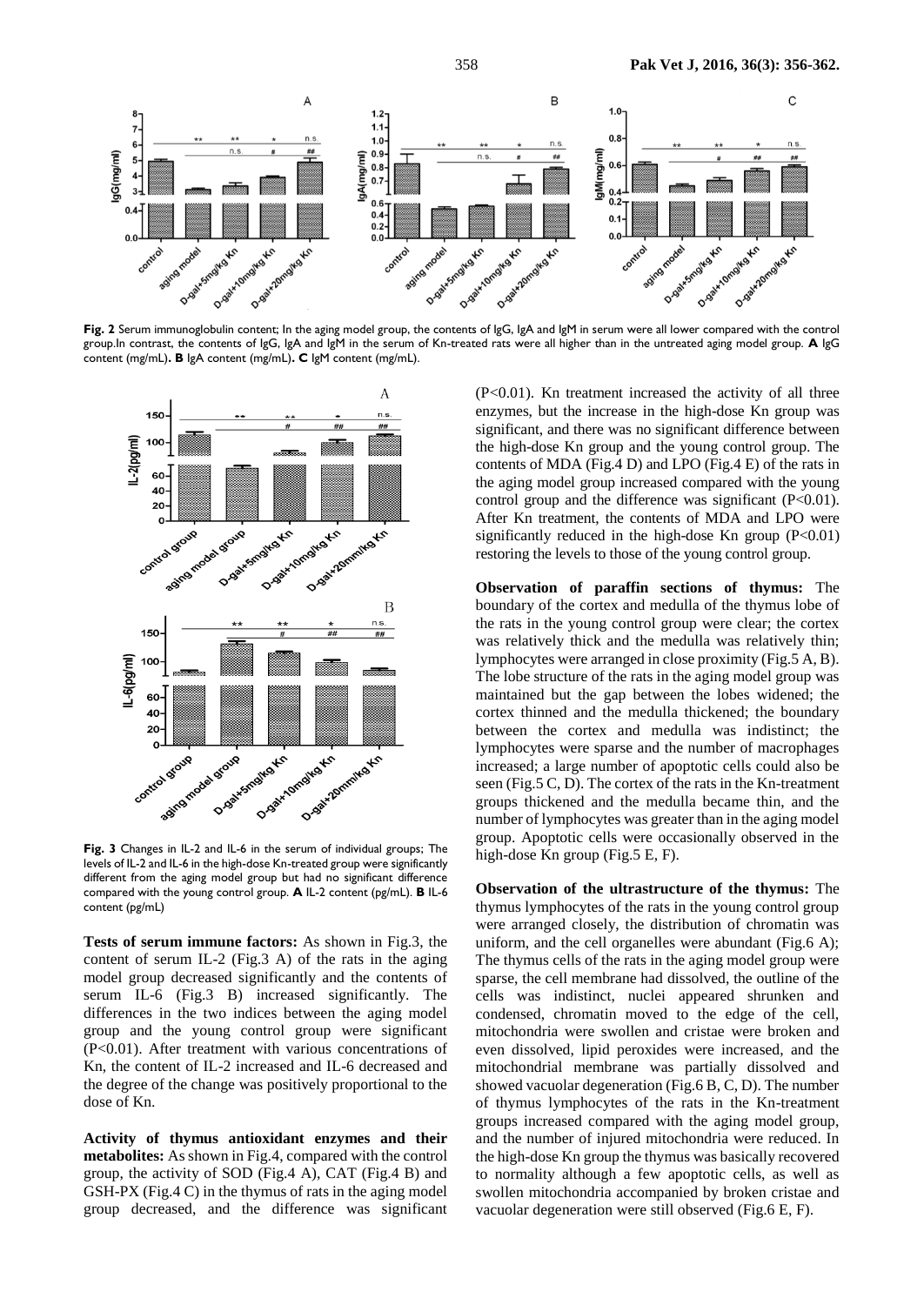**Fig. 2** Serum immunoglobulin content; In the aging model group, the contents of IgG, IgA and IgM in serum were all lower compared with the control group.In contrast, the contents of IgG, IgA and IgM in the serum of Kn-treated rats were all higher than in the untreated aging model group. **A** IgG content (mg/mL)**. B** IgA content (mg/mL)**. C** IgM content (mg/mL).

**Fig. 3** Changes in IL-2 and IL-6 in the serum of individual groups; The levels of IL-2 and IL-6 in the high-dose Kn-treated group were significantly different from the aging model group but had no significant difference compared with the young control group. **A** IL-2 content (pg/mL). **B** IL-6 content (pg/mL)

**Tests of serum immune factors:** As shown in Fig.3, the content of serum IL-2 (Fig.3 A) of the rats in the aging model group decreased significantly and the contents of serum IL-6 (Fig.3 B) increased significantly. The differences in the two indices between the aging model group and the young control group were significant ($P<0.01$). After treatment with various concentrations of Kn, the content of IL-2 increased and IL-6 decreased and the degree of the change was positively proportional to the dose of Kn.

**Activity of thymus antioxidant enzymes and their metabolites:** As shown in Fig.4, compared with the control group, the activity of SOD (Fig.4 A), CAT (Fig.4 B) and GSH-PX (Fig.4 C) in the thymus of rats in the aging model group decreased, and the difference was significant ($P<0.01$). Kn treatment increased the activity of all three enzymes, but the increase in the high-dose Kn group was significant, and there was no significant difference between the high-dose Kn group and the young control group. The contents of MDA (Fig.4 D) and LPO (Fig.4 E) of the rats in the aging model group increased compared with the young control group and the difference was significant ($P<0.01$). After Kn treatment, the contents of MDA and LPO were significantly reduced in the high-dose Kn group ($P<0.01$) restoring the levels to those of the young control group.

**Observation of paraffin sections of thymus:** The boundary of the cortex and medulla of the thymus lobe of the rats in the young control group were clear; the cortex was relatively thick and the medulla was relatively thin; lymphocytes were arranged in close proximity (Fig.5 A, B). The lobe structure of the rats in the aging model group was maintained but the gap between the lobes widened; the cortex thinned and the medulla thickened; the boundary between the cortex and medulla was indistinct; the lymphocytes were sparse and the number of macrophages increased; a large number of apoptotic cells could also be seen (Fig.5 C, D). The cortex of the rats in the Kn-treatment groups thickened and the medulla became thin, and the number of lymphocytes was greater than in the aging model group. Apoptotic cells were occasionally observed in the high-dose Kn group (Fig.5 E, F).

**Observation of the ultrastructure of the thymus:** The thymus lymphocytes of the rats in the young control group were arranged closely, the distribution of chromatin was uniform, and the cell organelles were abundant (Fig.6 A); The thymus cells of the rats in the aging model group were sparse, the cell membrane had dissolved, the outline of the cells was indistinct, nuclei appeared shrunken and condensed, chromatin moved to the edge of the cell, mitochondria were swollen and cristae were broken and even dissolved, lipid peroxides were increased, and the mitochondrial membrane was partially dissolved and showed vacuolar degeneration (Fig.6 B, C, D). The number of thymus lymphocytes of the rats in the Kn-treatment groups increased compared with the aging model group, and the number of injured mitochondria were reduced. In the high-dose Kn group the thymus was basically recovered to normality although a few apoptotic cells, as well as swollen mitochondria accompanied by broken cristae and vacuolar degeneration were still observed (Fig.6 E, F).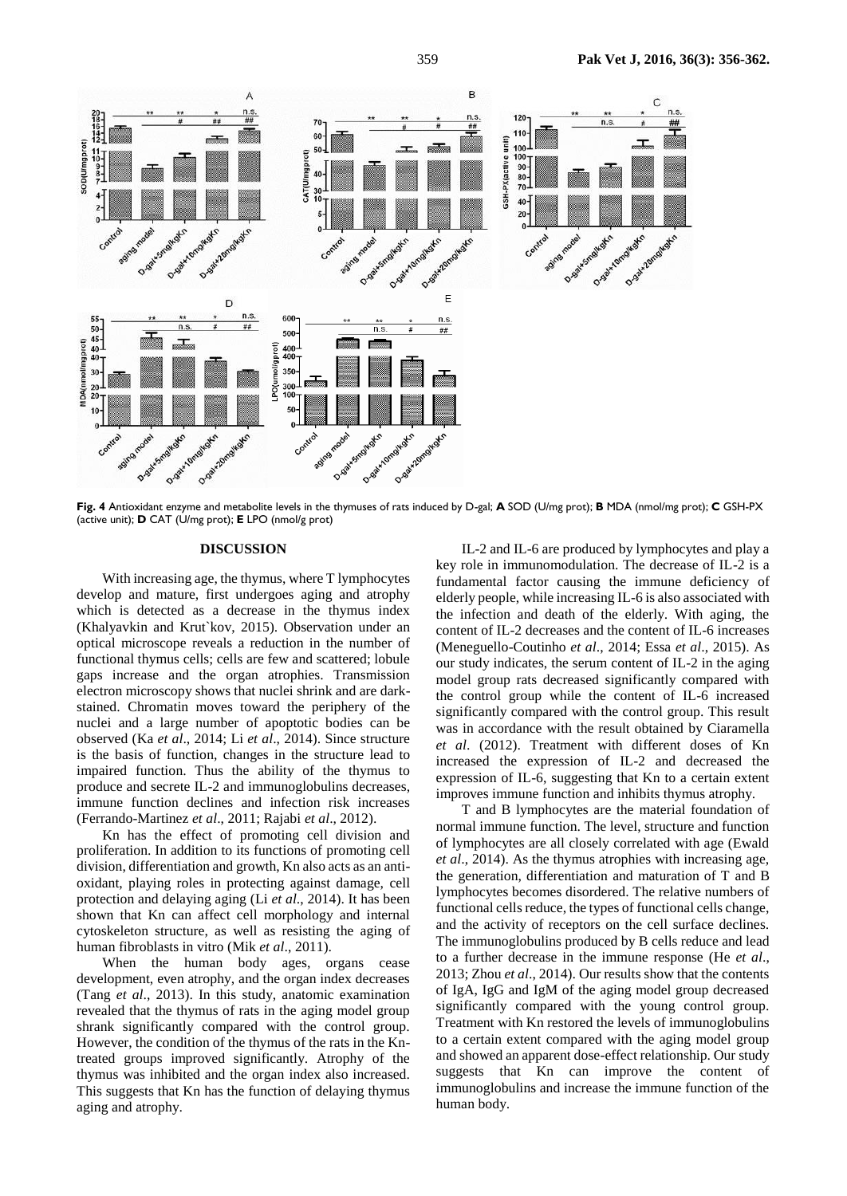**Fig. 4** Antioxidant enzyme and metabolite levels in the thymuses of rats induced by D-gal; **A** SOD (U/mg prot); **B** MDA (nmol/mg prot); **C** GSH-PX (active unit); **D** CAT (U/mg prot); **E** LPO (nmol/g prot)

## DISCUSSION

With increasing age, the thymus, where T lymphocytes develop and mature, first undergoes aging and atrophy which is detected as a decrease in the thymus index (Khalyavkin and Krut`kov, 2015). Observation under an optical microscope reveals a reduction in the number of functional thymus cells; cells are few and scattered; lobule gaps increase and the organ atrophies. Transmission electron microscopy shows that nuclei shrink and are dark-stained. Chromatin moves toward the periphery of the nuclei and a large number of apoptotic bodies can be observed (Ka *et al*., 2014; Li *et al*., 2014). Since structure is the basis of function, changes in the structure lead to impaired function. Thus the ability of the thymus to produce and secrete IL-2 and immunoglobulins decreases, immune function declines and infection risk increases (Ferrando-Martinez *et al*., 2011; Rajabi *et al*., 2012).

Kn has the effect of promoting cell division and proliferation. In addition to its functions of promoting cell division, differentiation and growth, Kn also acts as an anti-oxidant, playing roles in protecting against damage, cell protection and delaying aging (Li *et al*., 2014). It has been shown that Kn can affect cell morphology and internal cytoskeleton structure, as well as resisting the aging of human fibroblasts in vitro (Mik *et al*., 2011).

When the human body ages, organs cease development, even atrophy, and the organ index decreases (Tang *et al*., 2013). In this study, anatomic examination revealed that the thymus of rats in the aging model group shrank significantly compared with the control group. However, the condition of the thymus of the rats in the Kn-treated groups improved significantly. Atrophy of the thymus was inhibited and the organ index also increased. This suggests that Kn has the function of delaying thymus aging and atrophy.

IL-2 and IL-6 are produced by lymphocytes and play a key role in immunomodulation. The decrease of IL-2 is a fundamental factor causing the immune deficiency of elderly people, while increasing IL-6 is also associated with the infection and death of the elderly. With aging, the content of IL-2 decreases and the content of IL-6 increases (Meneguello-Coutinho *et al*., 2014; Essa *et al*., 2015). As our study indicates, the serum content of IL-2 in the aging model group rats decreased significantly compared with the control group while the content of IL-6 increased significantly compared with the control group. This result was in accordance with the result obtained by Ciaramella *et al*. (2012). Treatment with different doses of Kn increased the expression of IL-2 and decreased the expression of IL-6, suggesting that Kn to a certain extent improves immune function and inhibits thymus atrophy.

T and B lymphocytes are the material foundation of normal immune function. The level, structure and function of lymphocytes are all closely correlated with age (Ewald *et al*., 2014). As the thymus atrophies with increasing age, the generation, differentiation and maturation of T and B lymphocytes becomes disordered. The relative numbers of functional cells reduce, the types of functional cells change, and the activity of receptors on the cell surface declines. The immunoglobulins produced by B cells reduce and lead to a further decrease in the immune response (He *et al*., 2013; Zhou *et al*., 2014). Our results show that the contents of IgA, IgG and IgM of the aging model group decreased significantly compared with the young control group. Treatment with Kn restored the levels of immunoglobulins to a certain extent compared with the aging model group and showed an apparent dose-effect relationship. Our study suggests that Kn can improve the content of immunoglobulins and increase the immune function of the human body.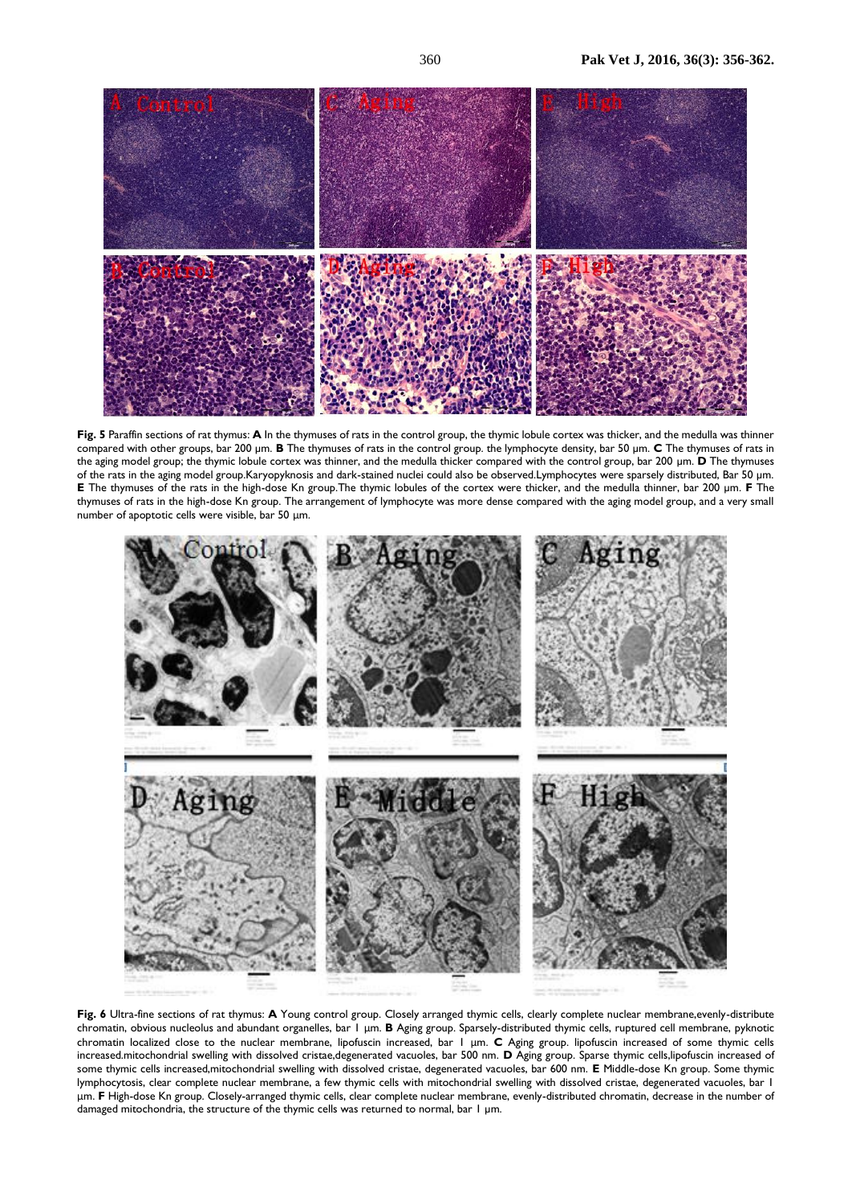**Fig. 5** Paraffin sections of rat thymus: **A** In the thymuses of rats in the control group, the thymic lobule cortex was thicker, and the medulla was thinner compared with other groups, bar 200 µm. **B** The thymuses of rats in the control group. the lymphocyte density, bar 50 µm. **C** The thymuses of rats in the aging model group; the thymic lobule cortex was thinner, and the medulla thicker compared with the control group, bar 200 µm. **D** The thymuses of the rats in the aging model group.Karyopyknosis and dark-stained nuclei could also be observed.Lymphocytes were sparsely distributed, Bar 50 µm. **E** The thymuses of the rats in the high-dose Kn group.The thymic lobules of the cortex were thicker, and the medulla thinner, bar 200 µm. **F** The thymuses of rats in the high-dose Kn group. The arrangement of lymphocyte was more dense compared with the aging model group, and a very small number of apoptotic cells were visible, bar 50 µm.

**Fig. 6** Ultra-fine sections of rat thymus: **A** Young control group. Closely arranged thymic cells, clearly complete nuclear membrane,evenly-distribute chromatin, obvious nucleolus and abundant organelles, bar 1 µm. **B** Aging group. Sparsely-distributed thymic cells, ruptured cell membrane, pyknotic chromatin localized close to the nuclear membrane, lipofuscin increased, bar 1 µm. **C** Aging group. lipofuscin increased of some thymic cells increased.mitochondrial swelling with dissolved cristae,degenerated vacuoles, bar 500 nm. **D** Aging group. Sparse thymic cells,lipofuscin increased of some thymic cells increased,mitochondrial swelling with dissolved cristae, degenerated vacuoles, bar 600 nm. **E** Middle-dose Kn group. Some thymic lymphocytosis, clear complete nuclear membrane, a few thymic cells with mitochondrial swelling with dissolved cristae, degenerated vacuoles, bar 1 µm. **F** High-dose Kn group. Closely-arranged thymic cells, clear complete nuclear membrane, evenly-distributed chromatin, decrease in the number of damaged mitochondria, the structure of the thymic cells was returned to normal, bar 1 µm.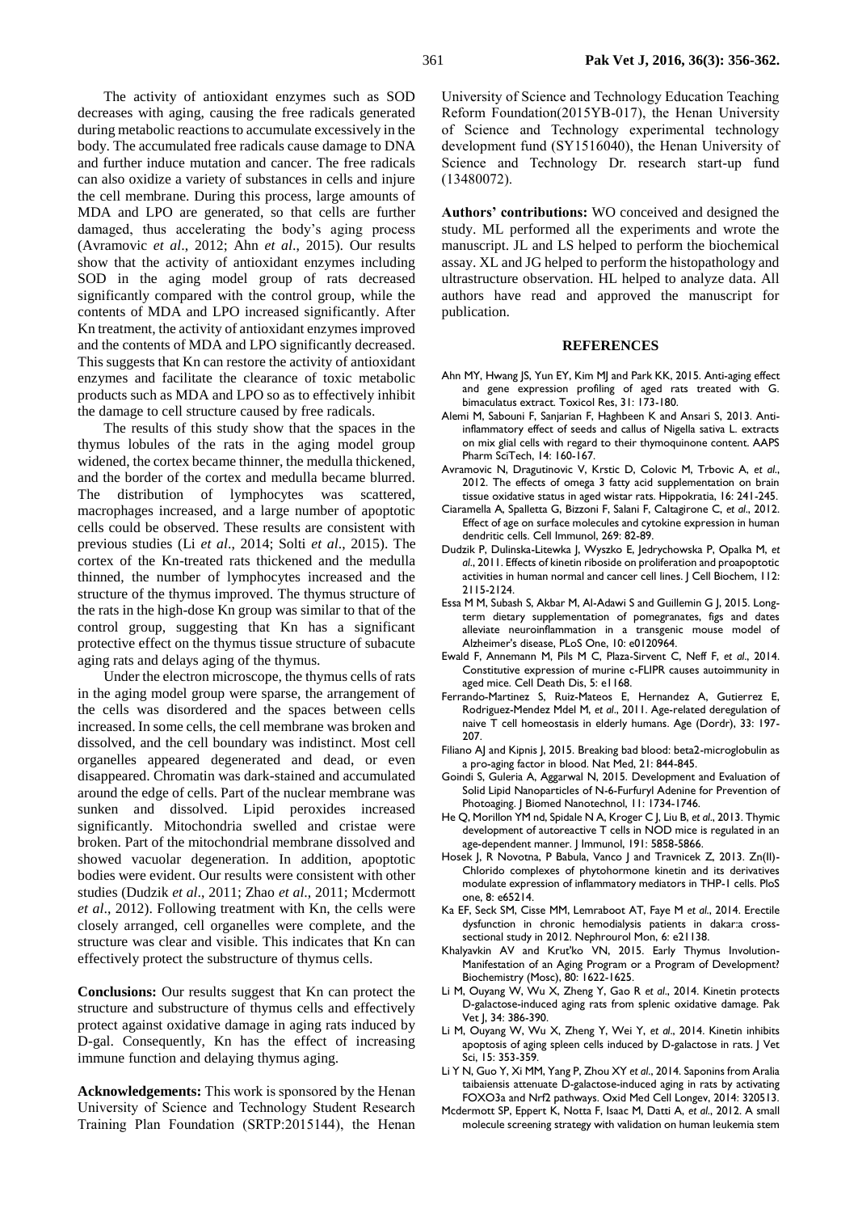The activity of antioxidant enzymes such as SOD decreases with aging, causing the free radicals generated during metabolic reactions to accumulate excessively in the body. The accumulated free radicals cause damage to DNA and further induce mutation and cancer. The free radicals can also oxidize a variety of substances in cells and injure the cell membrane. During this process, large amounts of MDA and LPO are generated, so that cells are further damaged, thus accelerating the body's aging process (Avramovic *et al*., 2012; Ahn *et al*., 2015). Our results show that the activity of antioxidant enzymes including SOD in the aging model group of rats decreased significantly compared with the control group, while the contents of MDA and LPO increased significantly. After Kn treatment, the activity of antioxidant enzymes improved and the contents of MDA and LPO significantly decreased. This suggests that Kn can restore the activity of antioxidant enzymes and facilitate the clearance of toxic metabolic products such as MDA and LPO so as to effectively inhibit the damage to cell structure caused by free radicals.

The results of this study show that the spaces in the thymus lobules of the rats in the aging model group widened, the cortex became thinner, the medulla thickened, and the border of the cortex and medulla became blurred. The distribution of lymphocytes was scattered, macrophages increased, and a large number of apoptotic cells could be observed. These results are consistent with previous studies (Li *et al*., 2014; Solti *et al*., 2015). The cortex of the Kn-treated rats thickened and the medulla thinned, the number of lymphocytes increased and the structure of the thymus improved. The thymus structure of the rats in the high-dose Kn group was similar to that of the control group, suggesting that Kn has a significant protective effect on the thymus tissue structure of subacute aging rats and delays aging of the thymus.

Under the electron microscope, the thymus cells of rats in the aging model group were sparse, the arrangement of the cells was disordered and the spaces between cells increased. In some cells, the cell membrane was broken and dissolved, and the cell boundary was indistinct. Most cell organelles appeared degenerated and dead, or even disappeared. Chromatin was dark-stained and accumulated around the edge of cells. Part of the nuclear membrane was sunken and dissolved. Lipid peroxides increased significantly. Mitochondria swelled and cristae were broken. Part of the mitochondrial membrane dissolved and showed vacuolar degeneration. In addition, apoptotic bodies were evident. Our results were consistent with other studies (Dudzik *et al*., 2011; Zhao *et al*., 2011; Mcdermott *et al*., 2012). Following treatment with Kn, the cells were closely arranged, cell organelles were complete, and the structure was clear and visible. This indicates that Kn can effectively protect the substructure of thymus cells.

**Conclusions:** Our results suggest that Kn can protect the structure and substructure of thymus cells and effectively protect against oxidative damage in aging rats induced by D-gal. Consequently, Kn has the effect of increasing immune function and delaying thymus aging.

**Acknowledgements:** This work is sponsored by the Henan University of Science and Technology Student Research Training Plan Foundation (SRTP:2015144), the Henan University of Science and Technology Education Teaching Reform Foundation(2015YB-017), the Henan University of Science and Technology experimental technology development fund (SY1516040), the Henan University of Science and Technology Dr. research start-up fund (13480072).

**Authors' contributions:** WO conceived and designed the study. ML performed all the experiments and wrote the manuscript. JL and LS helped to perform the biochemical assay. XL and JG helped to perform the histopathology and ultrastructure observation. HL helped to analyze data. All authors have read and approved the manuscript for publication.

## REFERENCES

Ahn MY, Hwang JS, Yun EY, Kim MJ and Park KK, 2015. Anti-aging effect and gene expression profiling of aged rats treated with G. bimaculatus extract. Toxicol Res, 31: 173-180.

Alemi M, Sabouni F, Sanjarian F, Haghbeen K and Ansari S, 2013. Anti-inflammatory effect of seeds and callus of Nigella sativa L. extracts on mix glial cells with regard to their thymoquinone content. AAPS Pharm SciTech, 14: 160-167.

Avramovic N, Dragutinovic V, Krstic D, Colovic M, Trbovic A, *et al*., 2012. The effects of omega 3 fatty acid supplementation on brain tissue oxidative status in aged wistar rats. Hippokratia, 16: 241-245.

Ciaramella A, Spalletta G, Bizzoni F, Salani F, Caltagirone C, *et al*., 2012. Effect of age on surface molecules and cytokine expression in human dendritic cells. Cell Immunol, 269: 82-89.

Dudzik P, Dulinska-Litewka J, Wyszko E, Jedrychowska P, Opalka M, *et al*., 2011. Effects of kinetin riboside on proliferation and proapoptotic activities in human normal and cancer cell lines. J Cell Biochem, 112: 2115-2124.

Essa M M, Subash S, Akbar M, Al-Adawi S and Guillemin G J, 2015. Long-term dietary supplementation of pomegranates, figs and dates alleviate neuroinflammation in a transgenic mouse model of Alzheimer's disease, PLoS One, 10: e0120964.

Ewald F, Annemann M, Pils M C, Plaza-Sirvent C, Neff F, *et al*., 2014. Constitutive expression of murine c-FLIPR causes autoimmunity in aged mice. Cell Death Dis, 5: e1168.

Ferrando-Martinez S, Ruiz-Mateos E, Hernandez A, Gutierrez E, Rodriguez-Mendez Mdel M, *et al*., 2011. Age-related deregulation of naive T cell homeostasis in elderly humans. Age (Dordr), 33: 197-207.

Filiano AJ and Kipnis J, 2015. Breaking bad blood: beta2-microglobulin as a pro-aging factor in blood. Nat Med, 21: 844-845.

Goindi S, Guleria A, Aggarwal N, 2015. Development and Evaluation of Solid Lipid Nanoparticles of N-6-Furfuryl Adenine for Prevention of Photoaging. J Biomed Nanotechnol, 11: 1734-1746.

He Q, Morillon YM nd, Spidale N A, Kroger C J, Liu B, *et al*., 2013. Thymic development of autoreactive T cells in NOD mice is regulated in an age-dependent manner. J Immunol, 191: 5858-5866.

Hosek J, R Novotna, P Babula, Vanco J and Travnicek Z, 2013. Zn(II)-Chlorido complexes of phytohormone kinetin and its derivatives modulate expression of inflammatory mediators in THP-1 cells. PloS one, 8: e65214.

Ka EF, Seck SM, Cisse MM, Lemraboot AT, Faye M *et al*., 2014. Erectile dysfunction in chronic hemodialysis patients in dakar:a cross-sectional study in 2012. Nephrourol Mon, 6: e21138.

Khalyavkin AV and Krut'ko VN, 2015. Early Thymus Involution-Manifestation of an Aging Program or a Program of Development? Biochemistry (Mosc), 80: 1622-1625.

Li M, Ouyang W, Wu X, Zheng Y, Gao R *et al*., 2014. Kinetin protects D-galactose-induced aging rats from splenic oxidative damage. Pak Vet J, 34: 386-390.

Li M, Ouyang W, Wu X, Zheng Y, Wei Y, *et al*., 2014. Kinetin inhibits apoptosis of aging spleen cells induced by D-galactose in rats. J Vet Sci, 15: 353-359.

Li Y N, Guo Y, Xi MM, Yang P, Zhou XY *et al*., 2014. Saponins from Aralia taibaiensis attenuate D-galactose-induced aging in rats by activating FOXO3a and Nrf2 pathways. Oxid Med Cell Longev, 2014: 320513.

Mcdermott SP, Eppert K, Notta F, Isaac M, Datti A, *et al*., 2012. A small molecule screening strategy with validation on human leukemia stem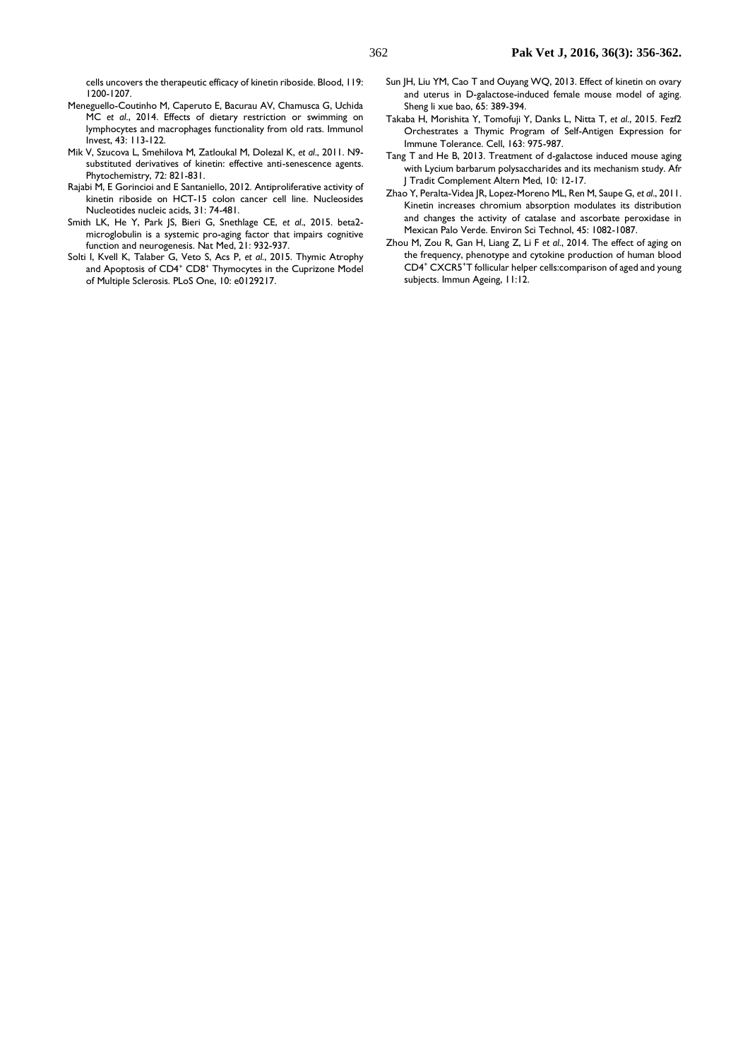cells uncovers the therapeutic efficacy of kinetin riboside. Blood, 119: 1200-1207.

Meneguello-Coutinho M, Caperuto E, Bacurau AV, Chamusca G, Uchida MC *et al*., 2014. Effects of dietary restriction or swimming on lymphocytes and macrophages functionality from old rats. Immunol Invest, 43: 113-122.

Mik V, Szucova L, Smehilova M, Zatloukal M, Dolezal K, *et al*., 2011. N9-substituted derivatives of kinetin: effective anti-senescence agents. Phytochemistry, 72: 821-831.

Rajabi M, E Gorincioi and E Santaniello, 2012. Antiproliferative activity of kinetin riboside on HCT-15 colon cancer cell line. Nucleosides Nucleotides nucleic acids, 31: 74-481.

Smith LK, He Y, Park JS, Bieri G, Snethlage CE, *et al*., 2015. beta2-microglobulin is a systemic pro-aging factor that impairs cognitive function and neurogenesis. Nat Med, 21: 932-937.

Solti I, Kvell K, Talaber G, Veto S, Acs P, *et al*., 2015. Thymic Atrophy and Apoptosis of CD4+ CD8+ Thymocytes in the Cuprizone Model of Multiple Sclerosis. PLoS One, 10: e0129217.

Sun JH, Liu YM, Cao T and Ouyang WQ, 2013. Effect of kinetin on ovary and uterus in D-galactose-induced female mouse model of aging. Sheng li xue bao, 65: 389-394.

Takaba H, Morishita Y, Tomofuji Y, Danks L, Nitta T, *et al*., 2015. Fezf2 Orchestrates a Thymic Program of Self-Antigen Expression for Immune Tolerance. Cell, 163: 975-987.

Tang T and He B, 2013. Treatment of d-galactose induced mouse aging with Lycium barbarum polysaccharides and its mechanism study. Afr J Tradit Complement Altern Med, 10: 12-17.

Zhao Y, Peralta-Videa JR, Lopez-Moreno ML, Ren M, Saupe G, *et al*., 2011. Kinetin increases chromium absorption modulates its distribution and changes the activity of catalase and ascorbate peroxidase in Mexican Palo Verde. Environ Sci Technol, 45: 1082-1087.

Zhou M, Zou R, Gan H, Liang Z, Li F *et al*., 2014. The effect of aging on the frequency, phenotype and cytokine production of human blood CD4+ CXCR5+T follicular helper cells:comparison of aged and young subjects. Immun Ageing, 11:12.